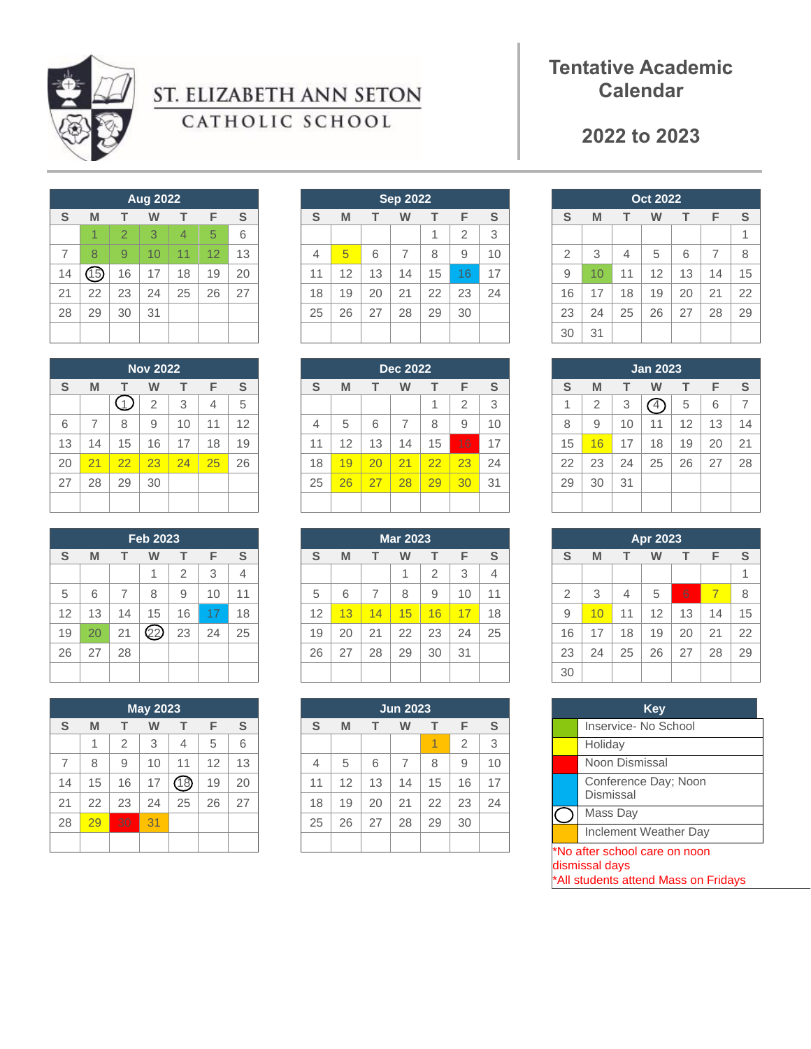# ST. ELIZABETH ANN SETON CATHOLIC SCHOOL

## Tentative Academic Calendar

## 2022 to 2023

**Aug 2022**

| S | M | T | W | T | F | S |
|---|---|---|---|---|---|---|
| | 1 | 2 | 3 | 4 | 5 | 6 |
| 7 | 8 | 9 | 10 | 11 | 12 | 13 |
| 14 | 15 | 16 | 17 | 18 | 19 | 20 |
| 21 | 22 | 23 | 24 | 25 | 26 | 27 |
| 28 | 29 | 30 | 31 | | | |

**Sep 2022**

| S | M | T | W | T | F | S |
|---|---|---|---|---|---|---|
| | | | | 1 | 2 | 3 |
| 4 | 5 | 6 | 7 | 8 | 9 | 10 |
| 11 | 12 | 13 | 14 | 15 | 16 | 17 |
| 18 | 19 | 20 | 21 | 22 | 23 | 24 |
| 25 | 26 | 27 | 28 | 29 | 30 | |

**Oct 2022**

| S | M | T | W | T | F | S |
|---|---|---|---|---|---|---|
| | | | | | | 1 |
| 2 | 3 | 4 | 5 | 6 | 7 | 8 |
| 9 | 10 | 11 | 12 | 13 | 14 | 15 |
| 16 | 17 | 18 | 19 | 20 | 21 | 22 |
| 23 | 24 | 25 | 26 | 27 | 28 | 29 |
| 30 | 31 | | | | | |

**Nov 2022**

| S | M | T | W | T | F | S |
|---|---|---|---|---|---|---|
| | | 1 | 2 | 3 | 4 | 5 |
| 6 | 7 | 8 | 9 | 10 | 11 | 12 |
| 13 | 14 | 15 | 16 | 17 | 18 | 19 |
| 20 | 21 | 22 | 23 | 24 | 25 | 26 |
| 27 | 28 | 29 | 30 | | | |

**Dec 2022**

| S | M | T | W | T | F | S |
|---|---|---|---|---|---|---|
| | | | | 1 | 2 | 3 |
| 4 | 5 | 6 | 7 | 8 | 9 | 10 |
| 11 | 12 | 13 | 14 | 15 | 16 | 17 |
| 18 | 19 | 20 | 21 | 22 | 23 | 24 |
| 25 | 26 | 27 | 28 | 29 | 30 | 31 |

**Jan 2023**

| S | M | T | W | T | F | S |
|---|---|---|---|---|---|---|
| 1 | 2 | 3 | 4 | 5 | 6 | 7 |
| 8 | 9 | 10 | 11 | 12 | 13 | 14 |
| 15 | 16 | 17 | 18 | 19 | 20 | 21 |
| 22 | 23 | 24 | 25 | 26 | 27 | 28 |
| 29 | 30 | 31 | | | | |

**Feb 2023**

| S | M | T | W | T | F | S |
|---|---|---|---|---|---|---|
| | | | 1 | 2 | 3 | 4 |
| 5 | 6 | 7 | 8 | 9 | 10 | 11 |
| 12 | 13 | 14 | 15 | 16 | 17 | 18 |
| 19 | 20 | 21 | 22 | 23 | 24 | 25 |
| 26 | 27 | 28 | | | | |

**Mar 2023**

| S | M | T | W | T | F | S |
|---|---|---|---|---|---|---|
| | | | 1 | 2 | 3 | 4 |
| 5 | 6 | 7 | 8 | 9 | 10 | 11 |
| 12 | 13 | 14 | 15 | 16 | 17 | 18 |
| 19 | 20 | 21 | 22 | 23 | 24 | 25 |
| 26 | 27 | 28 | 29 | 30 | 31 | |

**Apr 2023**

| S | M | T | W | T | F | S |
|---|---|---|---|---|---|---|
| | | | | | | 1 |
| 2 | 3 | 4 | 5 | 6 | 7 | 8 |
| 9 | 10 | 11 | 12 | 13 | 14 | 15 |
| 16 | 17 | 18 | 19 | 20 | 21 | 22 |
| 23 | 24 | 25 | 26 | 27 | 28 | 29 |
| 30 | | | | | | |

**May 2023**

| S | M | T | W | T | F | S |
|---|---|---|---|---|---|---|
| | 1 | 2 | 3 | 4 | 5 | 6 |
| 7 | 8 | 9 | 10 | 11 | 12 | 13 |
| 14 | 15 | 16 | 17 | 18 | 19 | 20 |
| 21 | 22 | 23 | 24 | 25 | 26 | 27 |
| 28 | 29 | 30 | 31 | | | |

**Jun 2023**

| S | M | T | W | T | F | S |
|---|---|---|---|---|---|---|
| | | | | 1 | 2 | 3 |
| 4 | 5 | 6 | 7 | 8 | 9 | 10 |
| 11 | 12 | 13 | 14 | 15 | 16 | 17 |
| 18 | 19 | 20 | 21 | 22 | 23 | 24 |
| 25 | 26 | 27 | 28 | 29 | 30 | |

**Key**

| Color | Meaning |
|---|---|
| Green | Inservice- No School |
| Yellow | Holiday |
| Red | Noon Dismissal |
| Blue | Conference Day; Noon Dismissal |
| Circle | Mass Day |
| Orange | Inclement Weather Day |

*No after school care on noon dismissal days

*All students attend Mass on Fridays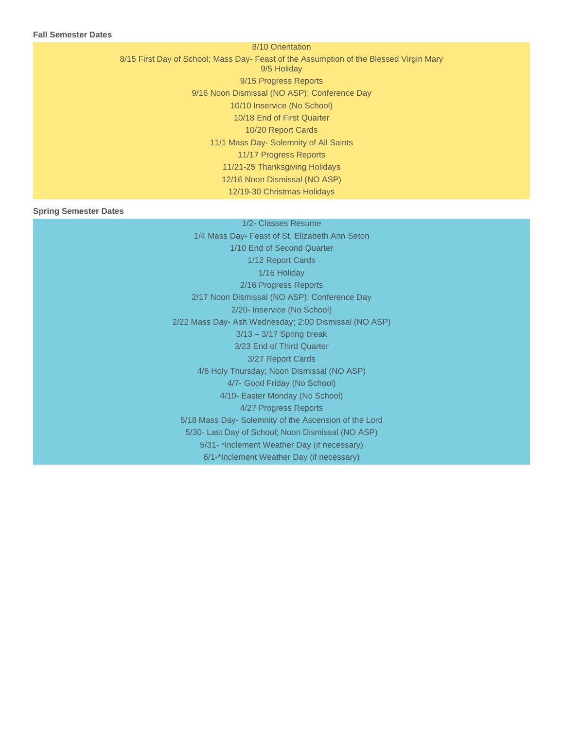**Fall Semester Dates**

8/10 Orientation

8/15 First Day of School; Mass Day- Feast of the Assumption of the Blessed Virgin Mary

9/5 Holiday

9/15 Progress Reports

9/16 Noon Dismissal (NO ASP); Conference Day

10/10 Inservice (No School)

10/18 End of First Quarter

10/20 Report Cards

11/1 Mass Day- Solemnity of All Saints

11/17 Progress Reports

11/21-25 Thanksgiving Holidays

12/16 Noon Dismissal (NO ASP)

12/19-30 Christmas Holidays

**Spring Semester Dates**

1/2- Classes Resume

1/4 Mass Day- Feast of St. Elizabeth Ann Seton

1/10 End of Second Quarter

1/12 Report Cards

1/16 Holiday

2/16 Progress Reports

2/17 Noon Dismissal (NO ASP); Conference Day

2/20- Inservice (No School)

2/22 Mass Day- Ash Wednesday; 2:00 Dismissal (NO ASP)

3/13 – 3/17 Spring break

3/23 End of Third Quarter

3/27 Report Cards

4/6 Holy Thursday; Noon Dismissal (NO ASP)

4/7- Good Friday (No School)

4/10- Easter Monday (No School)

4/27 Progress Reports

5/18 Mass Day- Solemnity of the Ascension of the Lord

5/30- Last Day of School; Noon Dismissal (NO ASP)

5/31- *Inclement Weather Day (if necessary)

6/1-*Inclement Weather Day (if necessary)